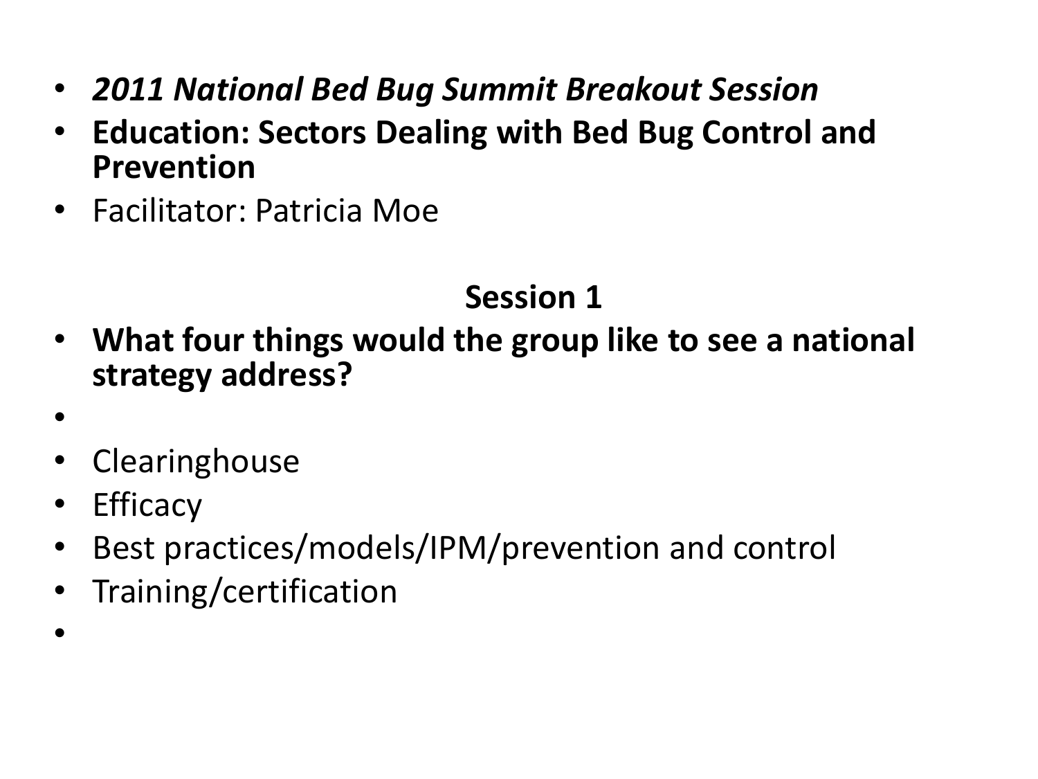- ***2011 National Bed Bug Summit Breakout Session***
- **Education: Sectors Dealing with Bed Bug Control and Prevention**
- Facilitator: Patricia Moe

## Session 1

- **What four things would the group like to see a national strategy address?**
- Clearinghouse
- Efficacy
- Best practices/models/IPM/prevention and control
- Training/certification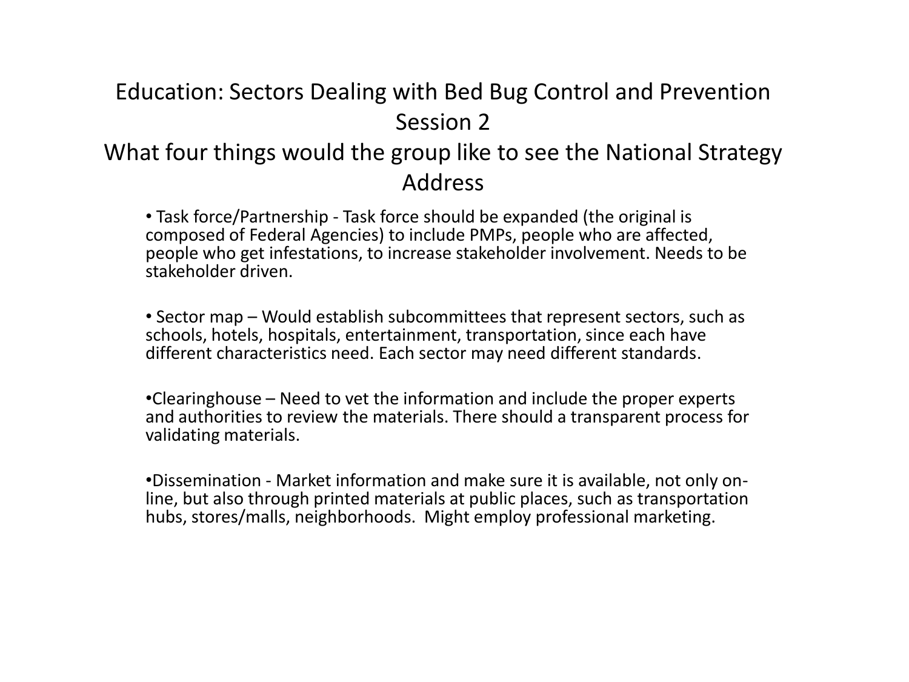# Education: Sectors Dealing with Bed Bug Control and Prevention Session 2

## What four things would the group like to see the National Strategy Address

- Task force/Partnership - Task force should be expanded (the original is composed of Federal Agencies) to include PMPs, people who are affected, people who get infestations, to increase stakeholder involvement. Needs to be stakeholder driven.

- Sector map – Would establish subcommittees that represent sectors, such as schools, hotels, hospitals, entertainment, transportation, since each have different characteristics need. Each sector may need different standards.

- Clearinghouse – Need to vet the information and include the proper experts and authorities to review the materials. There should a transparent process for validating materials.

- Dissemination - Market information and make sure it is available, not only on-line, but also through printed materials at public places, such as transportation hubs, stores/malls, neighborhoods. Might employ professional marketing.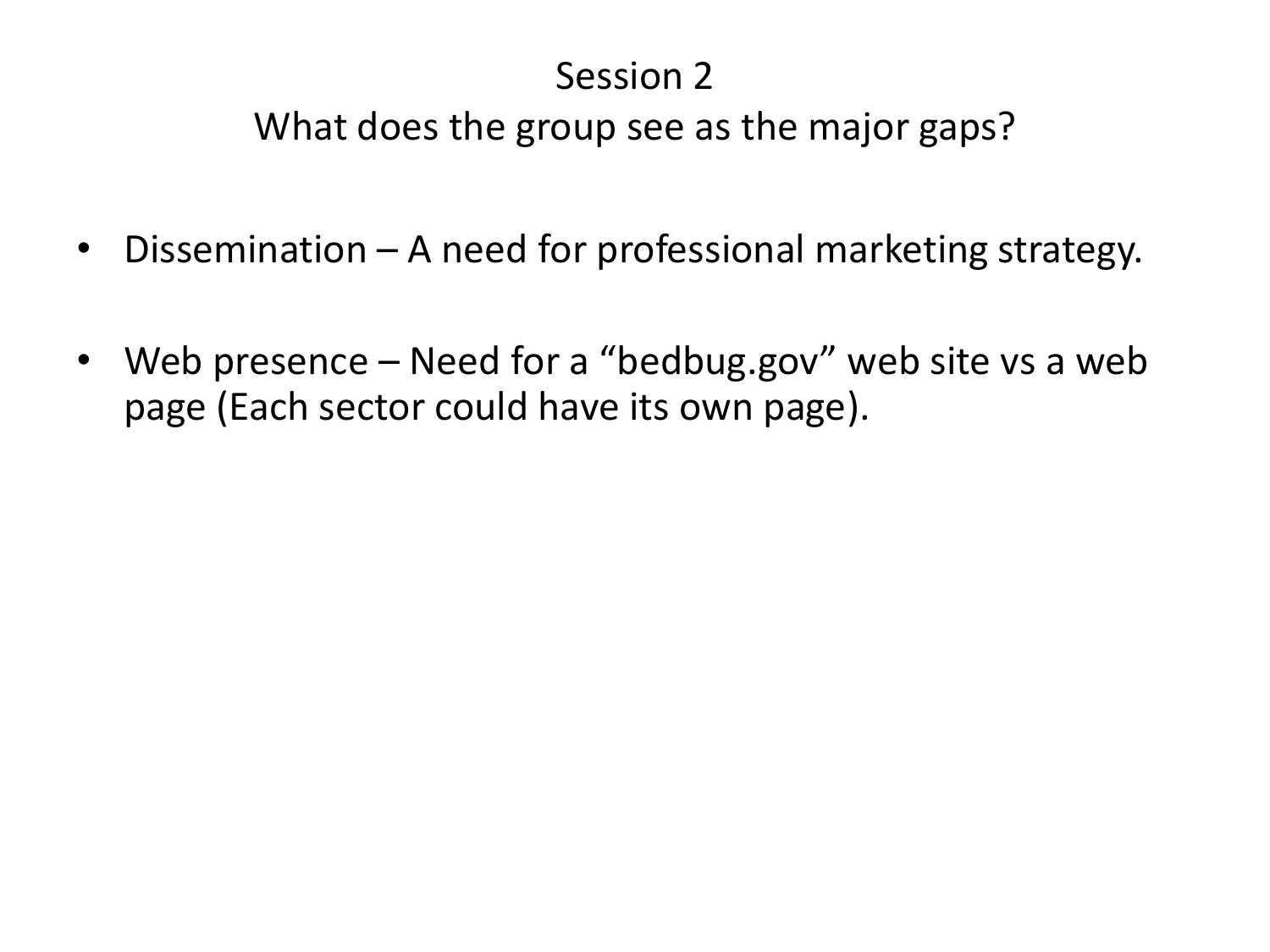# Session 2

## What does the group see as the major gaps?

- Dissemination – A need for professional marketing strategy.
- Web presence – Need for a "bedbug.gov" web site vs a web page (Each sector could have its own page).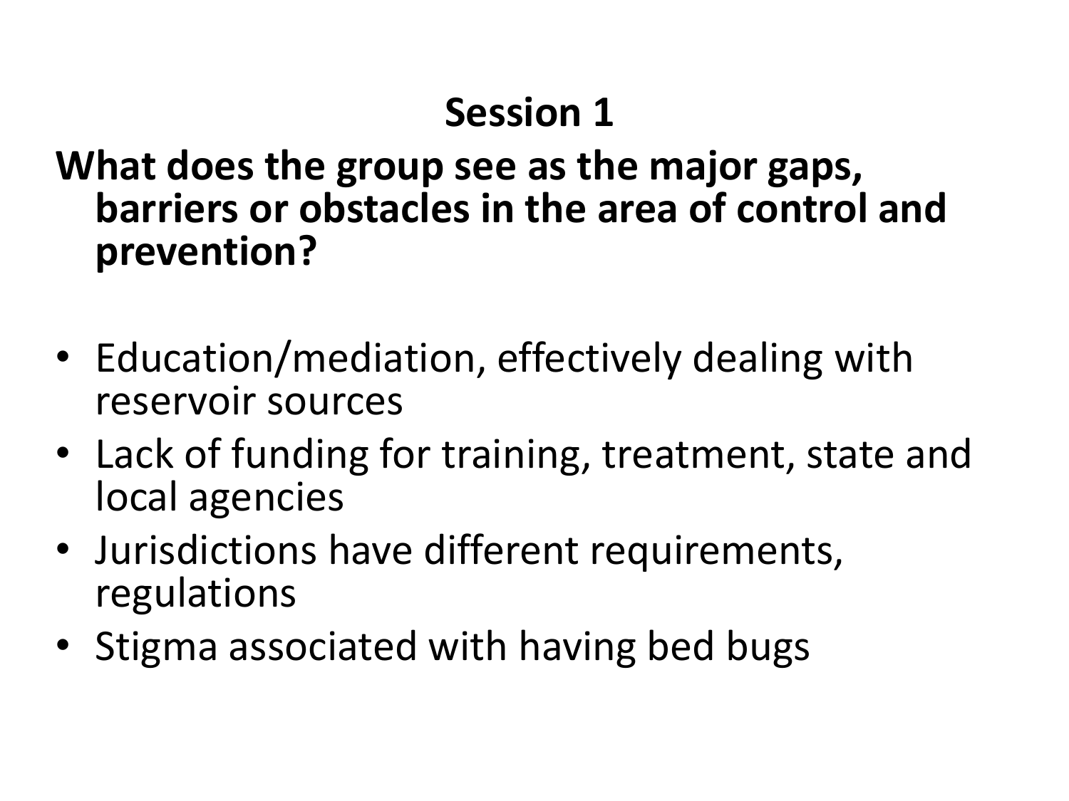## Session 1

**What does the group see as the major gaps, barriers or obstacles in the area of control and prevention?**

- Education/mediation, effectively dealing with reservoir sources
- Lack of funding for training, treatment, state and local agencies
- Jurisdictions have different requirements, regulations
- Stigma associated with having bed bugs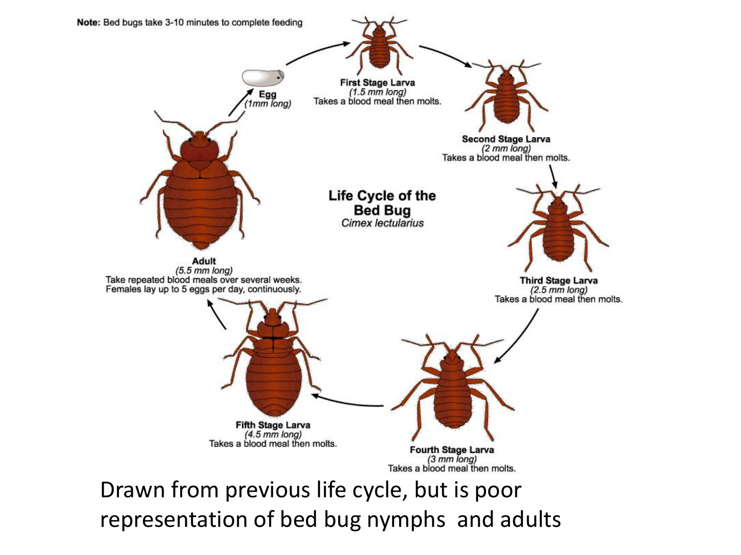Note: Bed bugs take 3-10 minutes to complete feeding

**Life Cycle of the Bed Bug**
*Cimex lectularius*

**Egg**
*(1mm long)*

**First Stage Larva**
*(1.5 mm long)*
Takes a blood meal then molts.

**Second Stage Larva**
*(2 mm long)*
Takes a blood meal then molts.

**Third Stage Larva**
*(2.5 mm long)*
Takes a blood meal then molts.

**Fourth Stage Larva**
*(3 mm long)*
Takes a blood meal then molts.

**Fifth Stage Larva**
*(4.5 mm long)*
Takes a blood meal then molts.

**Adult**
*(5.5 mm long)*
Take repeated blood meals over several weeks.
Females lay up to 5 eggs per day, continuously.

Drawn from previous life cycle, but is poor representation of bed bug nymphs and adults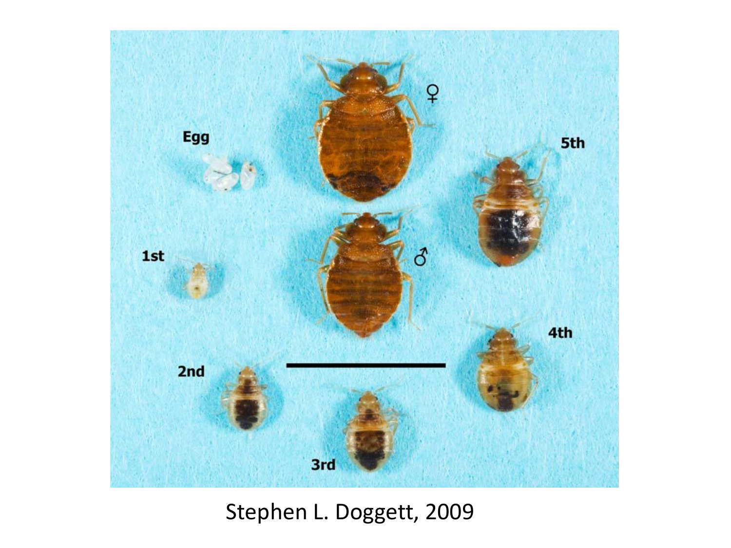Egg

♀

5th

1st

♂

4th

2nd

3rd

Stephen L. Doggett, 2009